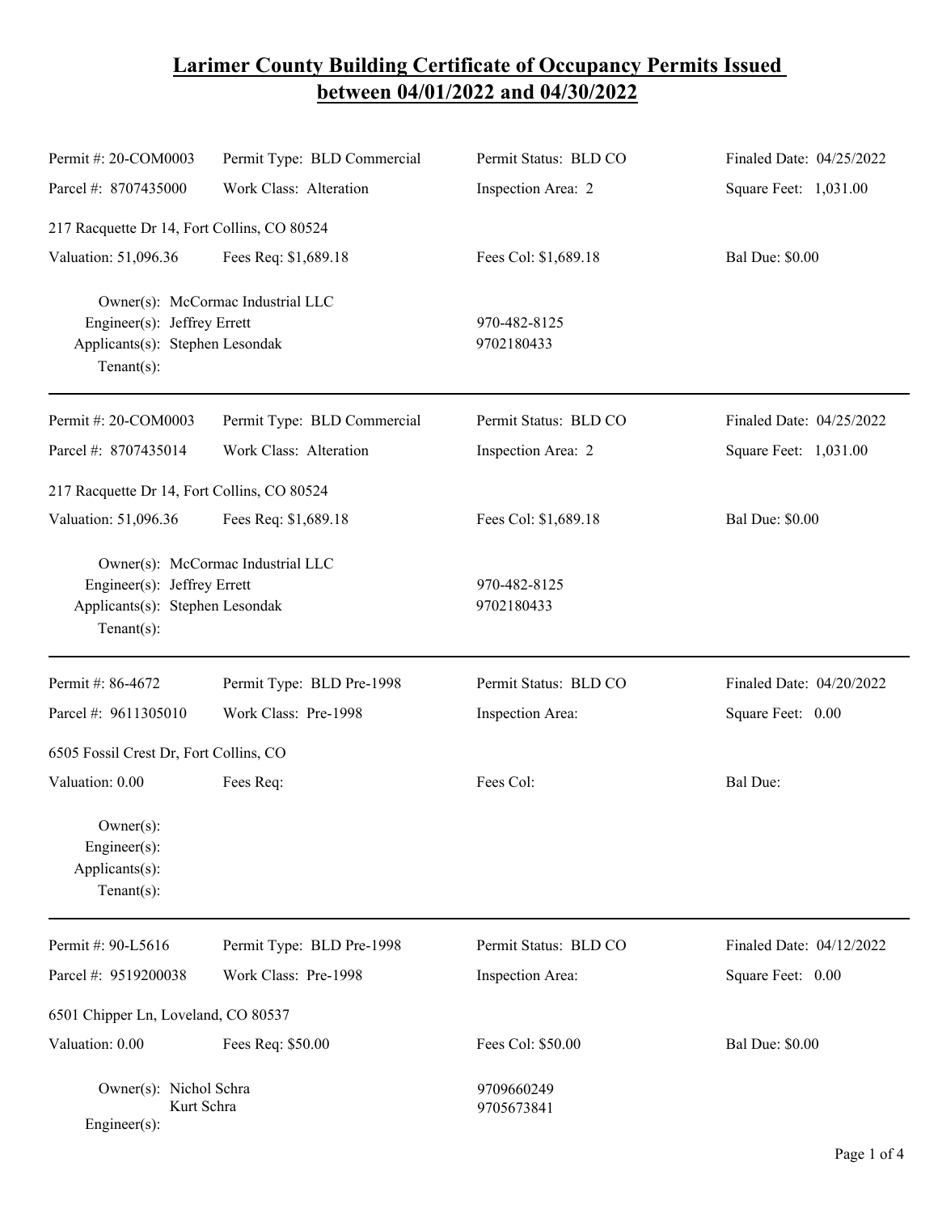# Larimer County Building Certificate of Occupancy Permits Issued between 04/01/2022 and 04/30/2022

| | | | |
|---|---|---|---|
| Permit #: 20-COM0003 | Permit Type: BLD Commercial | Permit Status: BLD CO | Finaled Date: 04/25/2022 |
| Parcel #: 8707435000 | Work Class: Alteration | Inspection Area: 2 | Square Feet: 1,031.00 |

217 Racquette Dr 14, Fort Collins, CO 80524

| | | | |
|---|---|---|---|
| Valuation: 51,096.36 | Fees Req: $1,689.18 | Fees Col: $1,689.18 | Bal Due: $0.00 |

Owner(s): McCormac Industrial LLC
Engineer(s): Jeffrey Errett — 970-482-8125
Applicants(s): Stephen Lesondak — 9702180433
Tenant(s):

---

| | | | |
|---|---|---|---|
| Permit #: 20-COM0003 | Permit Type: BLD Commercial | Permit Status: BLD CO | Finaled Date: 04/25/2022 |
| Parcel #: 8707435014 | Work Class: Alteration | Inspection Area: 2 | Square Feet: 1,031.00 |

217 Racquette Dr 14, Fort Collins, CO 80524

| | | | |
|---|---|---|---|
| Valuation: 51,096.36 | Fees Req: $1,689.18 | Fees Col: $1,689.18 | Bal Due: $0.00 |

Owner(s): McCormac Industrial LLC
Engineer(s): Jeffrey Errett — 970-482-8125
Applicants(s): Stephen Lesondak — 9702180433
Tenant(s):

---

| | | | |
|---|---|---|---|
| Permit #: 86-4672 | Permit Type: BLD Pre-1998 | Permit Status: BLD CO | Finaled Date: 04/20/2022 |
| Parcel #: 9611305010 | Work Class: Pre-1998 | Inspection Area: | Square Feet: 0.00 |

6505 Fossil Crest Dr, Fort Collins, CO

| | | | |
|---|---|---|---|
| Valuation: 0.00 | Fees Req: | Fees Col: | Bal Due: |

Owner(s):
Engineer(s):
Applicants(s):
Tenant(s):

---

| | | | |
|---|---|---|---|
| Permit #: 90-L5616 | Permit Type: BLD Pre-1998 | Permit Status: BLD CO | Finaled Date: 04/12/2022 |
| Parcel #: 9519200038 | Work Class: Pre-1998 | Inspection Area: | Square Feet: 0.00 |

6501 Chipper Ln, Loveland, CO 80537

| | | | |
|---|---|---|---|
| Valuation: 0.00 | Fees Req: $50.00 | Fees Col: $50.00 | Bal Due: $0.00 |

Owner(s): Nichol Schra — 9709660249
Kurt Schra — 9705673841
Engineer(s):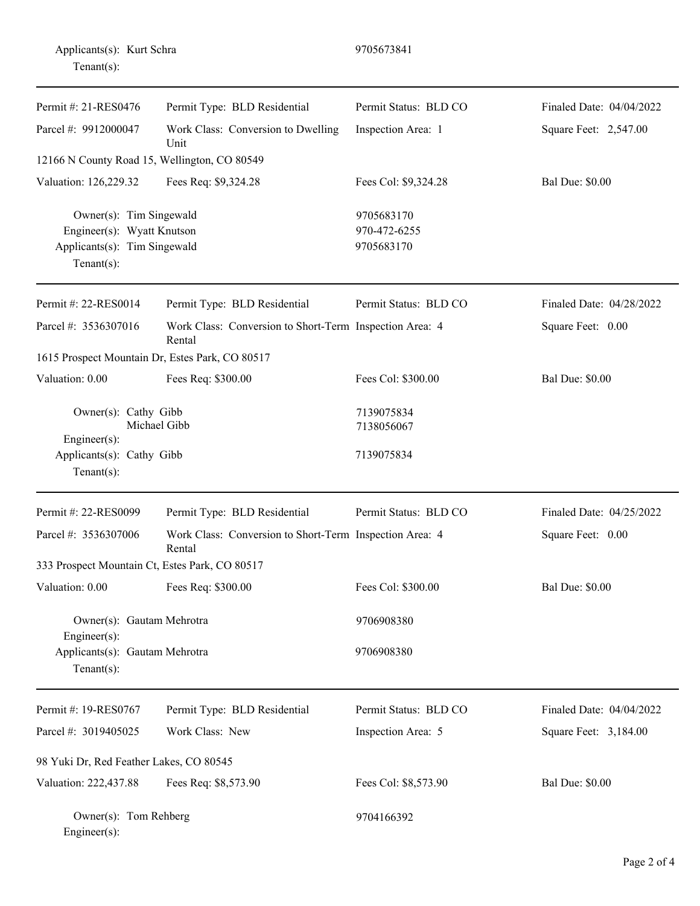Applicants(s): Kurt Schra 9705673841
Tenant(s):

---

| Permit #: 21-RES0476 | Permit Type: BLD Residential | Permit Status: BLD CO | Finaled Date: 04/04/2022 |
|---|---|---|---|
| Parcel #: 9912000047 | Work Class: Conversion to Dwelling Unit | Inspection Area: 1 | Square Feet: 2,547.00 |

12166 N County Road 15, Wellington, CO 80549

| Valuation: 126,229.32 | Fees Req: $9,324.28 | Fees Col: $9,324.28 | Bal Due: $0.00 |
|---|---|---|---|

Owner(s): Tim Singewald 9705683170
Engineer(s): Wyatt Knutson 970-472-6255
Applicants(s): Tim Singewald 9705683170
Tenant(s):

---

| Permit #: 22-RES0014 | Permit Type: BLD Residential | Permit Status: BLD CO | Finaled Date: 04/28/2022 |
|---|---|---|---|
| Parcel #: 3536307016 | Work Class: Conversion to Short-Term Rental | Inspection Area: 4 | Square Feet: 0.00 |

1615 Prospect Mountain Dr, Estes Park, CO 80517

| Valuation: 0.00 | Fees Req: $300.00 | Fees Col: $300.00 | Bal Due: $0.00 |
|---|---|---|---|

Owner(s): Cathy Gibb 7139075834
Michael Gibb 7138056067
Engineer(s):
Applicants(s): Cathy Gibb 7139075834
Tenant(s):

---

| Permit #: 22-RES0099 | Permit Type: BLD Residential | Permit Status: BLD CO | Finaled Date: 04/25/2022 |
|---|---|---|---|
| Parcel #: 3536307006 | Work Class: Conversion to Short-Term Rental | Inspection Area: 4 | Square Feet: 0.00 |

333 Prospect Mountain Ct, Estes Park, CO 80517

| Valuation: 0.00 | Fees Req: $300.00 | Fees Col: $300.00 | Bal Due: $0.00 |
|---|---|---|---|

Owner(s): Gautam Mehrotra 9706908380
Engineer(s):
Applicants(s): Gautam Mehrotra 9706908380
Tenant(s):

---

| Permit #: 19-RES0767 | Permit Type: BLD Residential | Permit Status: BLD CO | Finaled Date: 04/04/2022 |
|---|---|---|---|
| Parcel #: 3019405025 | Work Class: New | Inspection Area: 5 | Square Feet: 3,184.00 |

98 Yuki Dr, Red Feather Lakes, CO 80545

| Valuation: 222,437.88 | Fees Req: $8,573.90 | Fees Col: $8,573.90 | Bal Due: $0.00 |
|---|---|---|---|

Owner(s): Tom Rehberg 9704166392
Engineer(s):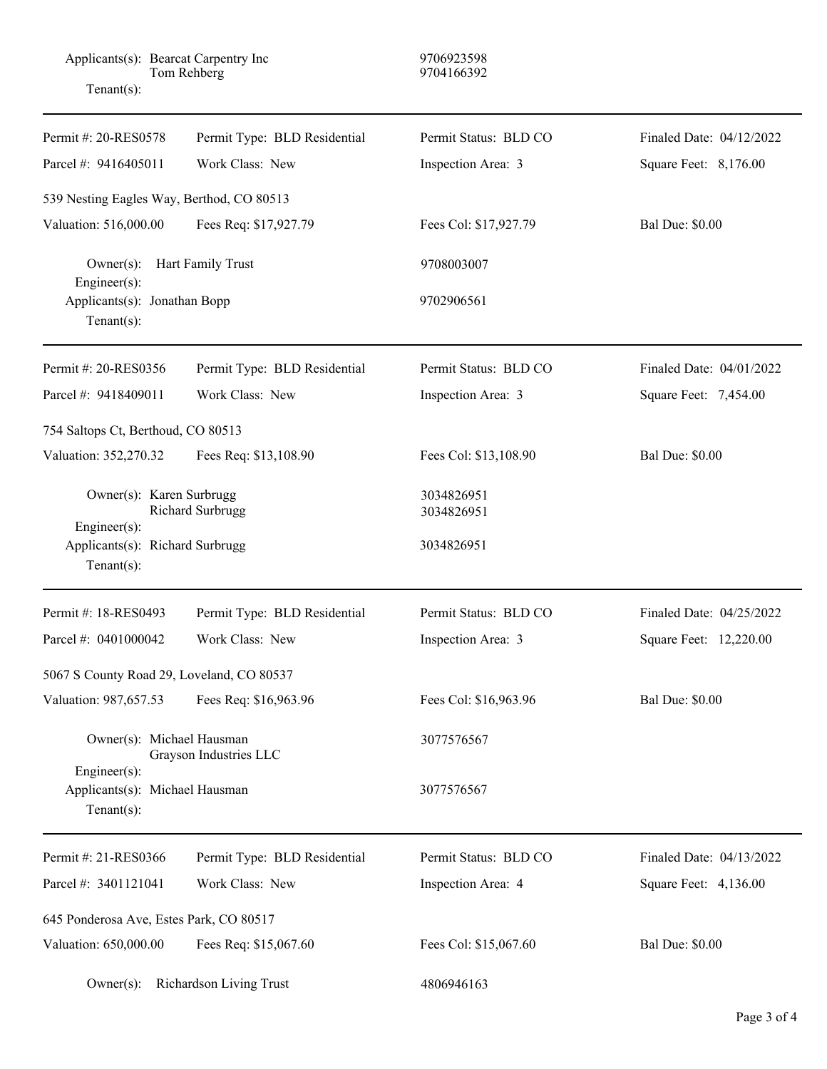Applicants(s): Bearcat Carpentry Inc 9706923598
Tom Rehberg 9704166392
Tenant(s):

---

| Permit #: 20-RES0578 | Permit Type: BLD Residential | Permit Status: BLD CO | Finaled Date: 04/12/2022 |
|---|---|---|---|
| Parcel #: 9416405011 | Work Class: New | Inspection Area: 3 | Square Feet: 8,176.00 |

539 Nesting Eagles Way, Berthod, CO 80513

| Valuation: 516,000.00 | Fees Req: $17,927.79 | Fees Col: $17,927.79 | Bal Due: $0.00 |
|---|---|---|---|

Owner(s): Hart Family Trust 9708003007
Engineer(s):
Applicants(s): Jonathan Bopp 9702906561
Tenant(s):

---

| Permit #: 20-RES0356 | Permit Type: BLD Residential | Permit Status: BLD CO | Finaled Date: 04/01/2022 |
|---|---|---|---|
| Parcel #: 9418409011 | Work Class: New | Inspection Area: 3 | Square Feet: 7,454.00 |

754 Saltops Ct, Berthoud, CO 80513

| Valuation: 352,270.32 | Fees Req: $13,108.90 | Fees Col: $13,108.90 | Bal Due: $0.00 |
|---|---|---|---|

Owner(s): Karen Surbrugg 3034826951
Richard Surbrugg 3034826951
Engineer(s):
Applicants(s): Richard Surbrugg 3034826951
Tenant(s):

---

| Permit #: 18-RES0493 | Permit Type: BLD Residential | Permit Status: BLD CO | Finaled Date: 04/25/2022 |
|---|---|---|---|
| Parcel #: 0401000042 | Work Class: New | Inspection Area: 3 | Square Feet: 12,220.00 |

5067 S County Road 29, Loveland, CO 80537

| Valuation: 987,657.53 | Fees Req: $16,963.96 | Fees Col: $16,963.96 | Bal Due: $0.00 |
|---|---|---|---|

Owner(s): Michael Hausman 3077576567
Grayson Industries LLC
Engineer(s):
Applicants(s): Michael Hausman 3077576567
Tenant(s):

---

| Permit #: 21-RES0366 | Permit Type: BLD Residential | Permit Status: BLD CO | Finaled Date: 04/13/2022 |
|---|---|---|---|
| Parcel #: 3401121041 | Work Class: New | Inspection Area: 4 | Square Feet: 4,136.00 |

645 Ponderosa Ave, Estes Park, CO 80517

| Valuation: 650,000.00 | Fees Req: $15,067.60 | Fees Col: $15,067.60 | Bal Due: $0.00 |
|---|---|---|---|

Owner(s): Richardson Living Trust 4806946163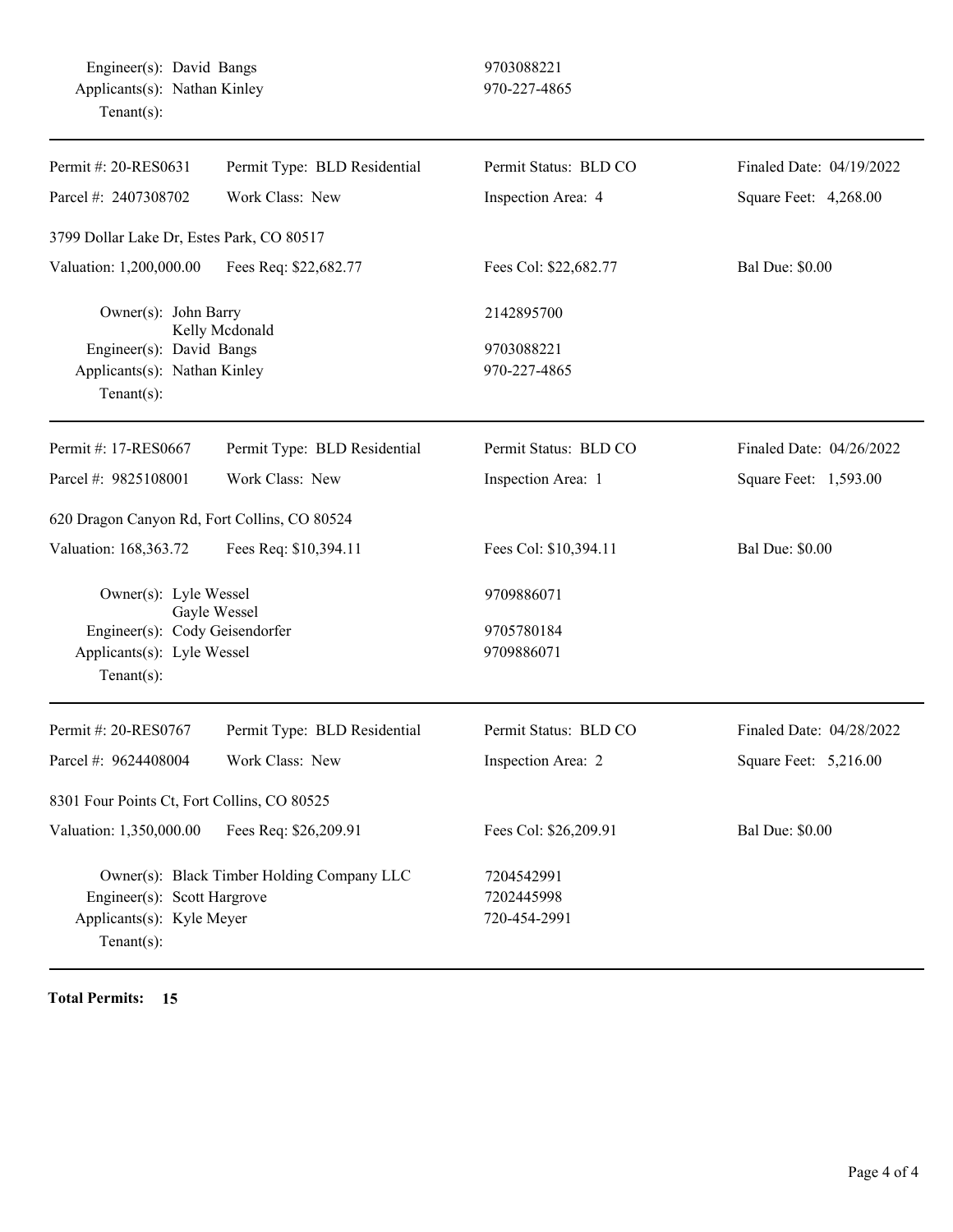Engineer(s): David Bangs 9703088221
Applicants(s): Nathan Kinley 970-227-4865
Tenant(s):

---

| | | | |
|---|---|---|---|
| Permit #: 20-RES0631 | Permit Type: BLD Residential | Permit Status: BLD CO | Finaled Date: 04/19/2022 |
| Parcel #: 2407308702 | Work Class: New | Inspection Area: 4 | Square Feet: 4,268.00 |
| 3799 Dollar Lake Dr, Estes Park, CO 80517 | | | |
| Valuation: 1,200,000.00 | Fees Req: $22,682.77 | Fees Col: $22,682.77 | Bal Due: $0.00 |

Owner(s): John Barry
Kelly Mcdonald 2142895700
Engineer(s): David Bangs 9703088221
Applicants(s): Nathan Kinley 970-227-4865
Tenant(s):

---

| | | | |
|---|---|---|---|
| Permit #: 17-RES0667 | Permit Type: BLD Residential | Permit Status: BLD CO | Finaled Date: 04/26/2022 |
| Parcel #: 9825108001 | Work Class: New | Inspection Area: 1 | Square Feet: 1,593.00 |
| 620 Dragon Canyon Rd, Fort Collins, CO 80524 | | | |
| Valuation: 168,363.72 | Fees Req: $10,394.11 | Fees Col: $10,394.11 | Bal Due: $0.00 |

Owner(s): Lyle Wessel
Gayle Wessel 9709886071
Engineer(s): Cody Geisendorfer 9705780184
Applicants(s): Lyle Wessel 9709886071
Tenant(s):

---

| | | | |
|---|---|---|---|
| Permit #: 20-RES0767 | Permit Type: BLD Residential | Permit Status: BLD CO | Finaled Date: 04/28/2022 |
| Parcel #: 9624408004 | Work Class: New | Inspection Area: 2 | Square Feet: 5,216.00 |
| 8301 Four Points Ct, Fort Collins, CO 80525 | | | |
| Valuation: 1,350,000.00 | Fees Req: $26,209.91 | Fees Col: $26,209.91 | Bal Due: $0.00 |

Owner(s): Black Timber Holding Company LLC 7204542991
Engineer(s): Scott Hargrove 7202445998
Applicants(s): Kyle Meyer 720-454-2991
Tenant(s):

---

**Total Permits: 15**